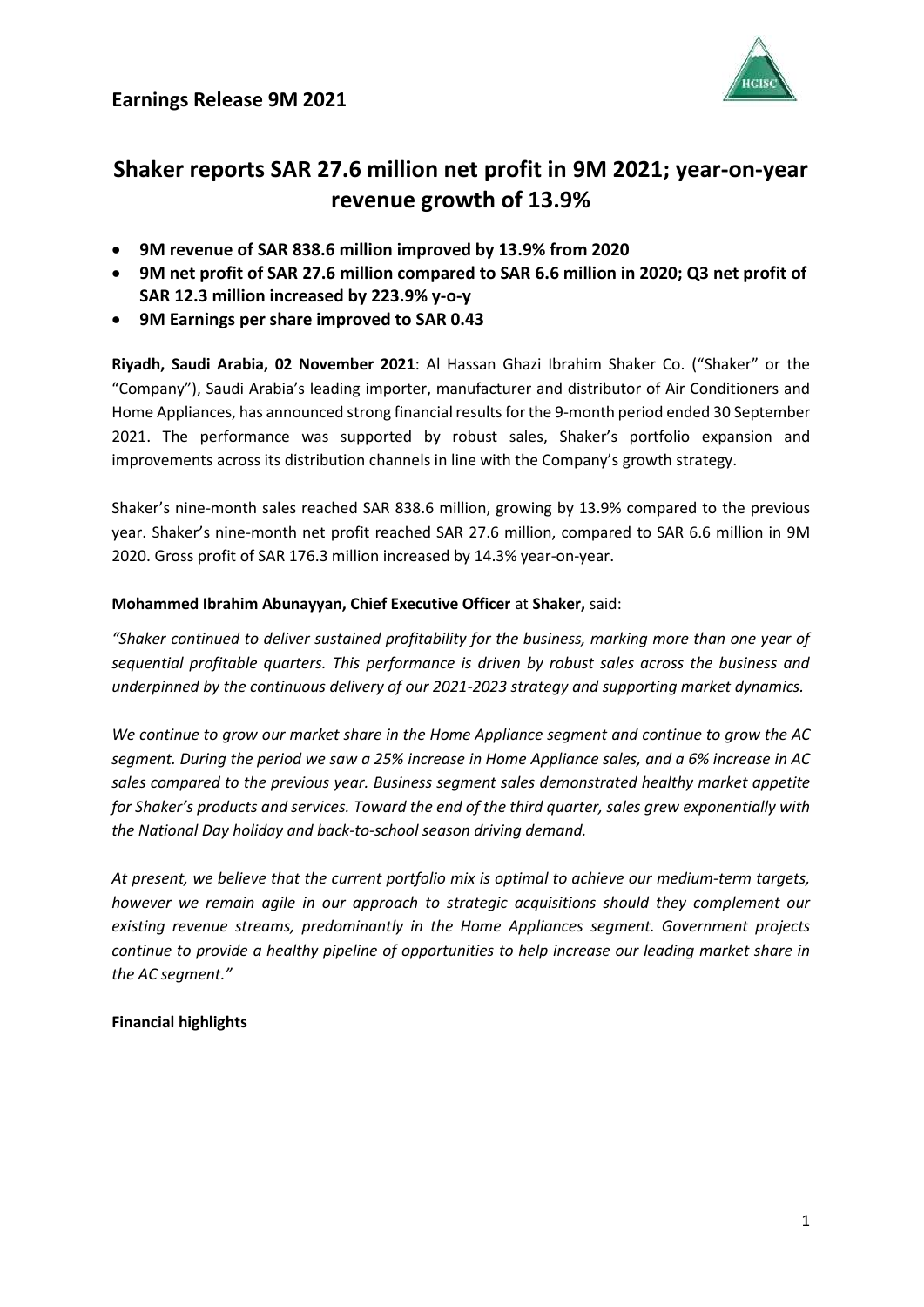## Earnings Release 9M 2021

# Shaker reports SAR 27.6 million net profit in 9M 2021; year-on-year revenue growth of 13.9%

- **9M revenue of SAR 838.6 million improved by 13.9% from 2020**
- **9M net profit of SAR 27.6 million compared to SAR 6.6 million in 2020; Q3 net profit of SAR 12.3 million increased by 223.9% y-o-y**
- **9M Earnings per share improved to SAR 0.43**

**Riyadh, Saudi Arabia, 02 November 2021**: Al Hassan Ghazi Ibrahim Shaker Co. ("Shaker" or the "Company"), Saudi Arabia's leading importer, manufacturer and distributor of Air Conditioners and Home Appliances, has announced strong financial results for the 9-month period ended 30 September 2021. The performance was supported by robust sales, Shaker's portfolio expansion and improvements across its distribution channels in line with the Company's growth strategy.

Shaker's nine-month sales reached SAR 838.6 million, growing by 13.9% compared to the previous year. Shaker's nine-month net profit reached SAR 27.6 million, compared to SAR 6.6 million in 9M 2020. Gross profit of SAR 176.3 million increased by 14.3% year-on-year.

**Mohammed Ibrahim Abunayyan, Chief Executive Officer** at **Shaker,** said:

*"Shaker continued to deliver sustained profitability for the business, marking more than one year of sequential profitable quarters. This performance is driven by robust sales across the business and underpinned by the continuous delivery of our 2021-2023 strategy and supporting market dynamics.*

*We continue to grow our market share in the Home Appliance segment and continue to grow the AC segment. During the period we saw a 25% increase in Home Appliance sales, and a 6% increase in AC sales compared to the previous year. Business segment sales demonstrated healthy market appetite for Shaker's products and services. Toward the end of the third quarter, sales grew exponentially with the National Day holiday and back-to-school season driving demand.*

*At present, we believe that the current portfolio mix is optimal to achieve our medium-term targets, however we remain agile in our approach to strategic acquisitions should they complement our existing revenue streams, predominantly in the Home Appliances segment. Government projects continue to provide a healthy pipeline of opportunities to help increase our leading market share in the AC segment."*

**Financial highlights**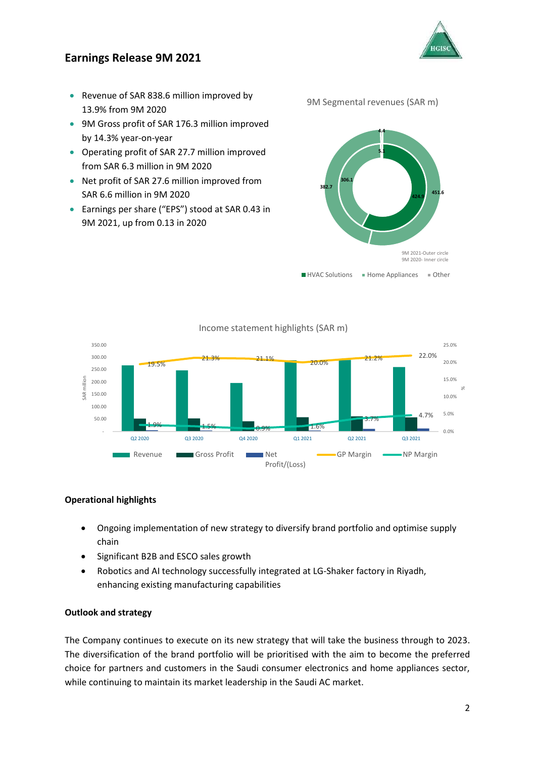# Earnings Release 9M 2021

- Revenue of SAR 838.6 million improved by 13.9% from 9M 2020
- 9M Gross profit of SAR 176.3 million improved by 14.3% year-on-year
- Operating profit of SAR 27.7 million improved from SAR 6.3 million in 9M 2020
- Net profit of SAR 27.6 million improved from SAR 6.6 million in 9M 2020
- Earnings per share ("EPS") stood at SAR 0.43 in 9M 2021, up from 0.13 in 2020

9M Segmental revenues (SAR m)

| | HVAC Solutions | Home Appliances | Other |
|---|---|---|---|
| 9M 2021 (Outer circle) | 451.6 | 382.7 | 4.4 |
| 9M 2020 (Inner circle) | 424.9 | 306.1 | 5.1 |

Income statement highlights (SAR m)

| | Q2 2020 | Q3 2020 | Q4 2020 | Q1 2021 | Q2 2021 | Q3 2021 |
|---|---|---|---|---|---|---|
| GP Margin | 19.5% | 21.3% | 21.1% | 20.0% | 21.2% | 22.0% |
| NP Margin | 1.9% | 1.5% | 0.9% | 1.6% | 3.7% | 4.7% |

## Operational highlights

- Ongoing implementation of new strategy to diversify brand portfolio and optimise supply chain
- Significant B2B and ESCO sales growth
- Robotics and AI technology successfully integrated at LG-Shaker factory in Riyadh, enhancing existing manufacturing capabilities

## Outlook and strategy

The Company continues to execute on its new strategy that will take the business through to 2023. The diversification of the brand portfolio will be prioritised with the aim to become the preferred choice for partners and customers in the Saudi consumer electronics and home appliances sector, while continuing to maintain its market leadership in the Saudi AC market.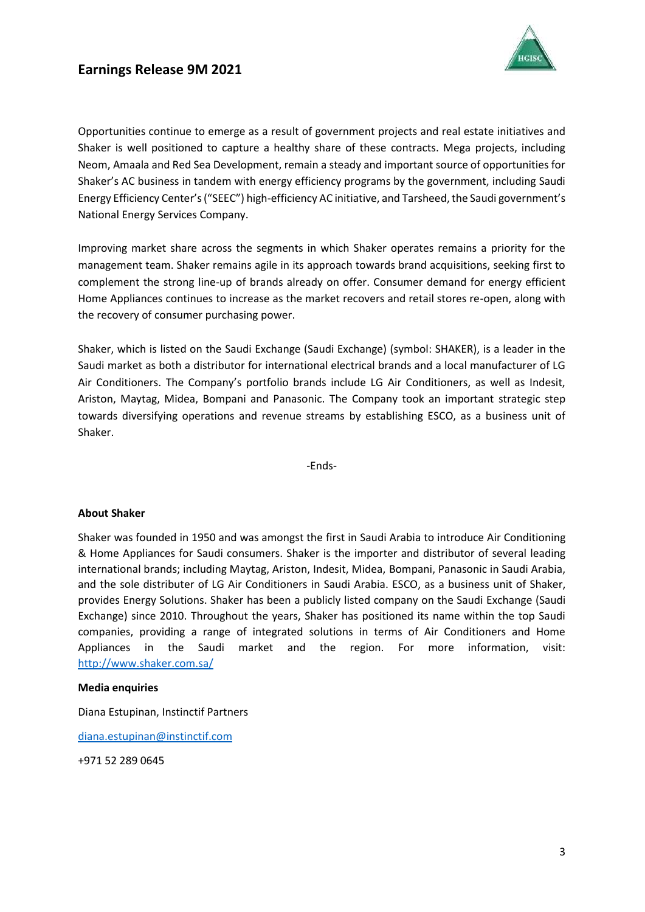Opportunities continue to emerge as a result of government projects and real estate initiatives and Shaker is well positioned to capture a healthy share of these contracts. Mega projects, including Neom, Amaala and Red Sea Development, remain a steady and important source of opportunities for Shaker's AC business in tandem with energy efficiency programs by the government, including Saudi Energy Efficiency Center's ("SEEC") high-efficiency AC initiative, and Tarsheed, the Saudi government's National Energy Services Company.

Improving market share across the segments in which Shaker operates remains a priority for the management team. Shaker remains agile in its approach towards brand acquisitions, seeking first to complement the strong line-up of brands already on offer. Consumer demand for energy efficient Home Appliances continues to increase as the market recovers and retail stores re-open, along with the recovery of consumer purchasing power.

Shaker, which is listed on the Saudi Exchange (Saudi Exchange) (symbol: SHAKER), is a leader in the Saudi market as both a distributor for international electrical brands and a local manufacturer of LG Air Conditioners. The Company's portfolio brands include LG Air Conditioners, as well as Indesit, Ariston, Maytag, Midea, Bompani and Panasonic. The Company took an important strategic step towards diversifying operations and revenue streams by establishing ESCO, as a business unit of Shaker.

-Ends-

**About Shaker**

Shaker was founded in 1950 and was amongst the first in Saudi Arabia to introduce Air Conditioning & Home Appliances for Saudi consumers. Shaker is the importer and distributor of several leading international brands; including Maytag, Ariston, Indesit, Midea, Bompani, Panasonic in Saudi Arabia, and the sole distributer of LG Air Conditioners in Saudi Arabia. ESCO, as a business unit of Shaker, provides Energy Solutions. Shaker has been a publicly listed company on the Saudi Exchange (Saudi Exchange) since 2010. Throughout the years, Shaker has positioned its name within the top Saudi companies, providing a range of integrated solutions in terms of Air Conditioners and Home Appliances in the Saudi market and the region. For more information, visit: [http://www.shaker.com.sa/](http://www.shaker.com.sa/)

**Media enquiries**

Diana Estupinan, Instinctif Partners

[diana.estupinan@instinctif.com](mailto:diana.estupinan@instinctif.com)

+971 52 289 0645